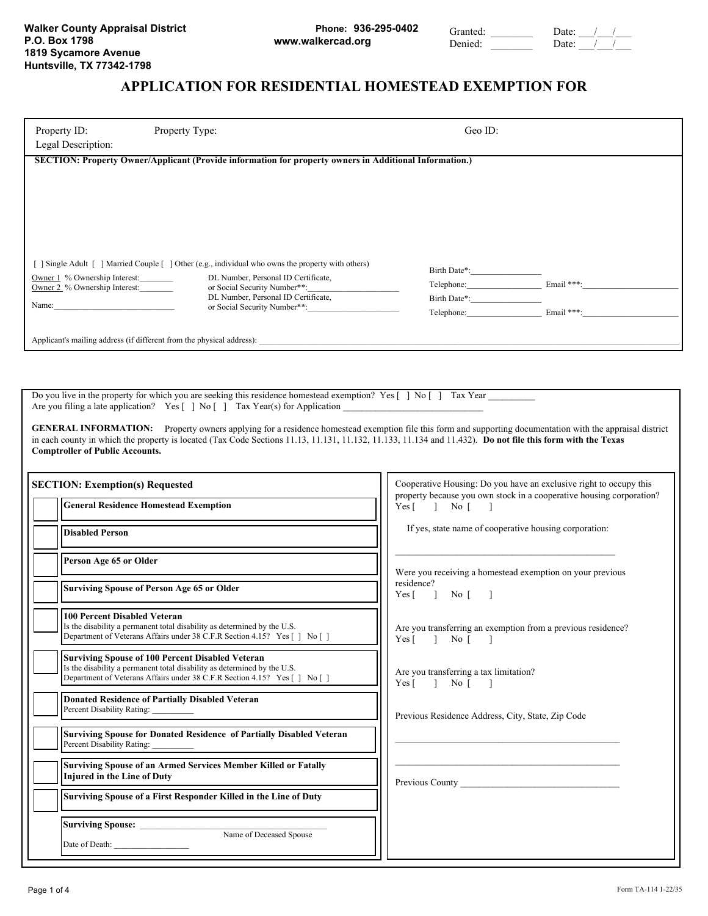**Walker County Appraisal District**
**P.O. Box 1798**
**1819 Sycamore Avenue**
**Huntsville, TX 77342-1798**

**Phone: 936-295-0402**
**www.walkercad.org**

Granted: ________ Date: ___/___/___
Denied: ________ Date: ___/___/___

# APPLICATION FOR RESIDENTIAL HOMESTEAD EXEMPTION FOR

Property ID: Property Type: Geo ID:
Legal Description:

**SECTION: Property Owner/Applicant (Provide information for property owners in Additional Information.)**

[ ] Single Adult [ ] Married Couple [ ] Other (e.g., individual who owns the property with others)

Owner 1 % Ownership Interest:________ DL Number, Personal ID Certificate, or Social Security Number**:______________________ Birth Date*:_________________ Telephone:_________________ Email ***:_______________________

Owner 2 % Ownership Interest:________ DL Number, Personal ID Certificate, or Social Security Number**:______________________ Birth Date*:_________________ Telephone:_________________ Email ***:_______________________

Name:______________________________

Applicant's mailing address (if different from the physical address): ____________________________________________

Do you live in the property for which you are seeking this residence homestead exemption? Yes [ ] No [ ] Tax Year _________
Are you filing a late application? Yes [ ] No [ ] Tax Year(s) for Application ______________________________

**GENERAL INFORMATION:** Property owners applying for a residence homestead exemption file this form and supporting documentation with the appraisal district in each county in which the property is located (Tax Code Sections 11.13, 11.131, 11.132, 11.133, 11.134 and 11.432). **Do not file this form with the Texas Comptroller of Public Accounts.**

**SECTION: Exemption(s) Requested**

- [ ] **General Residence Homestead Exemption**
- [ ] **Disabled Person**
- [ ] **Person Age 65 or Older**
- [ ] **Surviving Spouse of Person Age 65 or Older**
- [ ] **100 Percent Disabled Veteran**
  Is the disability a permanent total disability as determined by the U.S. Department of Veterans Affairs under 38 C.F.R Section 4.15? Yes [ ] No [ ]
- [ ] **Surviving Spouse of 100 Percent Disabled Veteran**
  Is the disability a permanent total disability as determined by the U.S. Department of Veterans Affairs under 38 C.F.R Section 4.15? Yes [ ] No [ ]
- [ ] **Donated Residence of Partially Disabled Veteran**
  Percent Disability Rating: __________
- [ ] **Surviving Spouse for Donated Residence of Partially Disabled Veteran**
  Percent Disability Rating: __________
- [ ] **Surviving Spouse of an Armed Services Member Killed or Fatally Injured in the Line of Duty**
- [ ] **Surviving Spouse of a First Responder Killed in the Line of Duty**

**Surviving Spouse:** ____________________________________________
Name of Deceased Spouse
Date of Death: __________________

Cooperative Housing: Do you have an exclusive right to occupy this property because you own stock in a cooperative housing corporation?
Yes [ ] No [ ]

If yes, state name of cooperative housing corporation:

_______________________________________________

Were you receiving a homestead exemption on your previous residence?
Yes [ ] No [ ]

Are you transferring an exemption from a previous residence?
Yes [ ] No [ ]

Are you transferring a tax limitation?
Yes [ ] No [ ]

Previous Residence Address, City, State, Zip Code

_______________________________________________

_______________________________________________

Previous County __________________________________

Form TA-114 1-22/35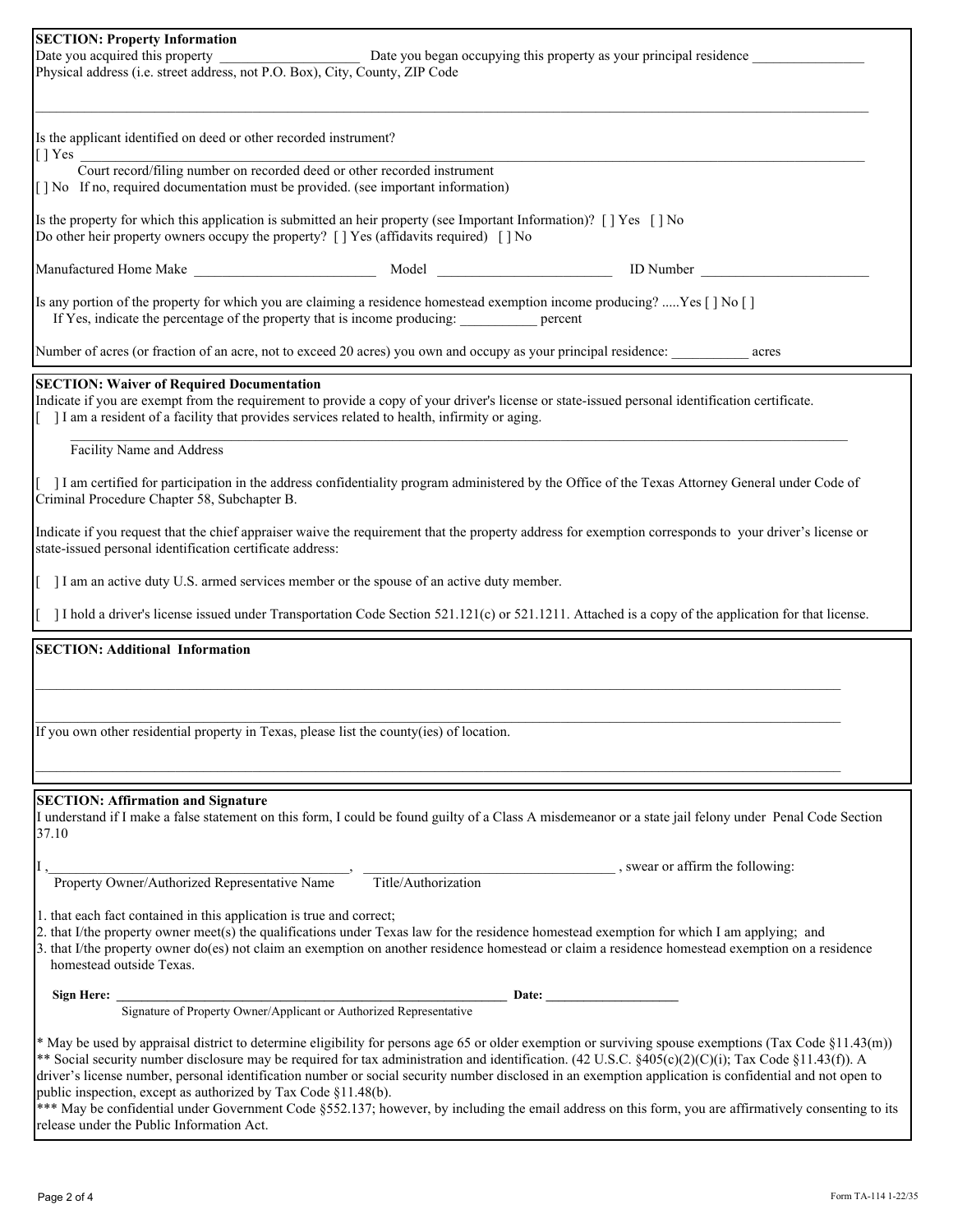## SECTION: Property Information

Date you acquired this property \_\_\_\_\_\_\_\_\_\_\_\_\_\_\_\_\_\_\_\_ Date you began occupying this property as your principal residence \_\_\_\_\_\_\_\_\_\_\_\_\_\_\_\_

Physical address (i.e. street address, not P.O. Box), City, County, ZIP Code

\_\_\_\_\_\_\_\_\_\_\_\_\_\_\_\_\_\_\_\_\_\_\_\_\_\_\_\_\_\_\_\_\_\_\_\_\_\_\_\_\_\_\_\_\_\_\_\_\_\_\_\_\_\_\_\_\_\_\_\_\_\_\_\_\_\_\_\_\_\_\_\_\_\_\_\_\_\_

Is the applicant identified on deed or other recorded instrument?

[ ] Yes \_\_\_\_\_\_\_\_\_\_\_\_\_\_\_\_\_\_\_\_\_\_\_\_\_\_\_\_\_\_\_\_\_\_\_\_\_\_\_\_\_\_\_\_\_\_\_\_\_\_\_\_\_\_\_\_\_\_\_\_\_\_\_\_\_\_\_\_\_\_
Court record/filing number on recorded deed or other recorded instrument

[ ] No If no, required documentation must be provided. (see important information)

Is the property for which this application is submitted an heir property (see Important Information)? [ ] Yes [ ] No

Do other heir property owners occupy the property? [ ] Yes (affidavits required) [ ] No

Manufactured Home Make \_\_\_\_\_\_\_\_\_\_\_\_\_\_\_\_\_\_\_\_\_\_\_\_\_\_ Model \_\_\_\_\_\_\_\_\_\_\_\_\_\_\_\_\_\_\_\_\_\_\_\_\_ ID Number \_\_\_\_\_\_\_\_\_\_\_\_\_\_\_\_\_\_\_\_\_\_\_\_

Is any portion of the property for which you are claiming a residence homestead exemption income producing? .....Yes [ ] No [ ]

If Yes, indicate the percentage of the property that is income producing: \_\_\_\_\_\_\_\_\_\_\_ percent

Number of acres (or fraction of an acre, not to exceed 20 acres) you own and occupy as your principal residence: \_\_\_\_\_\_\_\_\_\_\_ acres

## SECTION: Waiver of Required Documentation

Indicate if you are exempt from the requirement to provide a copy of your driver's license or state-issued personal identification certificate.

[ ] I am a resident of a facility that provides services related to health, infirmity or aging.

\_\_\_\_\_\_\_\_\_\_\_\_\_\_\_\_\_\_\_\_\_\_\_\_\_\_\_\_\_\_\_\_\_\_\_\_\_\_\_\_\_\_\_\_\_\_\_\_\_\_\_\_\_\_\_\_\_\_\_\_\_\_\_\_\_\_\_\_\_\_\_\_
Facility Name and Address

[ ] I am certified for participation in the address confidentiality program administered by the Office of the Texas Attorney General under Code of Criminal Procedure Chapter 58, Subchapter B.

Indicate if you request that the chief appraiser waive the requirement that the property address for exemption corresponds to your driver's license or state-issued personal identification certificate address:

[ ] I am an active duty U.S. armed services member or the spouse of an active duty member.

[ ] I hold a driver's license issued under Transportation Code Section 521.121(c) or 521.1211. Attached is a copy of the application for that license.

## SECTION: Additional Information

\_\_\_\_\_\_\_\_\_\_\_\_\_\_\_\_\_\_\_\_\_\_\_\_\_\_\_\_\_\_\_\_\_\_\_\_\_\_\_\_\_\_\_\_\_\_\_\_\_\_\_\_\_\_\_\_\_\_\_\_\_\_\_\_\_\_\_\_\_\_\_\_\_\_\_\_\_\_

\_\_\_\_\_\_\_\_\_\_\_\_\_\_\_\_\_\_\_\_\_\_\_\_\_\_\_\_\_\_\_\_\_\_\_\_\_\_\_\_\_\_\_\_\_\_\_\_\_\_\_\_\_\_\_\_\_\_\_\_\_\_\_\_\_\_\_\_\_\_\_\_\_\_\_\_\_\_

If you own other residential property in Texas, please list the county(ies) of location.

\_\_\_\_\_\_\_\_\_\_\_\_\_\_\_\_\_\_\_\_\_\_\_\_\_\_\_\_\_\_\_\_\_\_\_\_\_\_\_\_\_\_\_\_\_\_\_\_\_\_\_\_\_\_\_\_\_\_\_\_\_\_\_\_\_\_\_\_\_\_\_\_\_\_\_\_\_\_

## SECTION: Affirmation and Signature

I understand if I make a false statement on this form, I could be found guilty of a Class A misdemeanor or a state jail felony under Penal Code Section 37.10

I ,\_\_\_\_\_\_\_\_\_\_\_\_\_\_\_\_\_\_\_\_\_\_\_\_\_\_\_\_\_\_\_\_\_\_\_\_\_\_\_\_\_\_\_, \_\_\_\_\_\_\_\_\_\_\_\_\_\_\_\_\_\_\_\_\_\_\_\_\_\_\_\_\_\_\_\_\_\_\_\_ , swear or affirm the following:
Property Owner/Authorized Representative Name    Title/Authorization

1. that each fact contained in this application is true and correct;
2. that I/the property owner meet(s) the qualifications under Texas law for the residence homestead exemption for which I am applying; and
3. that I/the property owner do(es) not claim an exemption on another residence homestead or claim a residence homestead exemption on a residence homestead outside Texas.

**Sign Here:** \_\_\_\_\_\_\_\_\_\_\_\_\_\_\_\_\_\_\_\_\_\_\_\_\_\_\_\_\_\_\_\_\_\_\_\_\_\_\_\_\_\_\_\_\_\_\_\_\_\_\_\_\_\_\_\_\_\_\_\_\_\_ **Date:** \_\_\_\_\_\_\_\_\_\_\_\_\_\_\_\_\_\_\_\_
Signature of Property Owner/Applicant or Authorized Representative

* May be used by appraisal district to determine eligibility for persons age 65 or older exemption or surviving spouse exemptions (Tax Code §11.43(m))

** Social security number disclosure may be required for tax administration and identification. (42 U.S.C. §405(c)(2)(C)(i); Tax Code §11.43(f)). A driver's license number, personal identification number or social security number disclosed in an exemption application is confidential and not open to public inspection, except as authorized by Tax Code §11.48(b).

*** May be confidential under Government Code §552.137; however, by including the email address on this form, you are affirmatively consenting to its release under the Public Information Act.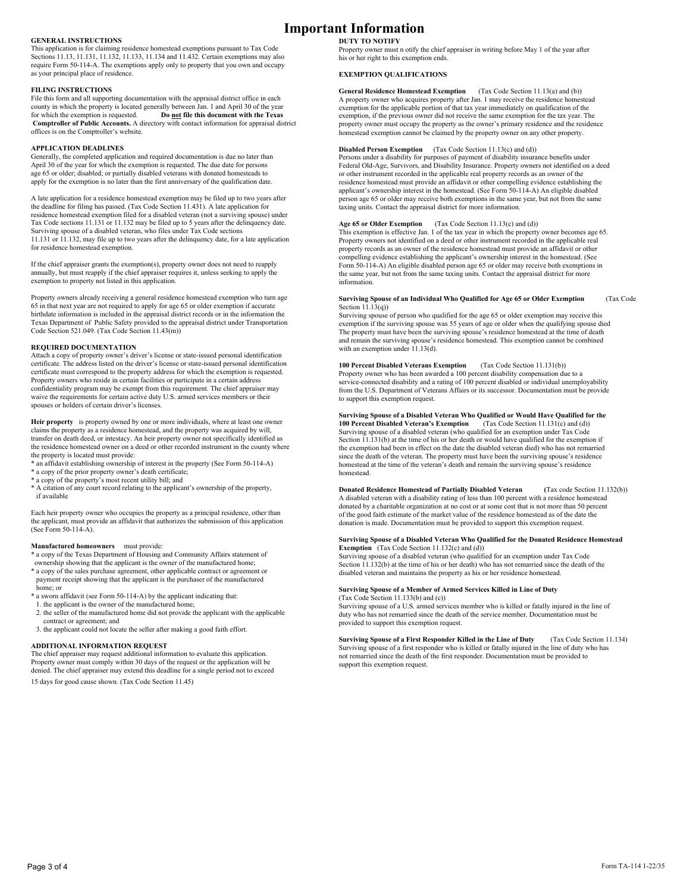# Important Information

## GENERAL INSTRUCTIONS

This application is for claiming residence homestead exemptions pursuant to Tax Code Sections 11.13, 11.131, 11.132, 11.133, 11.134 and 11.432. Certain exemptions may also require Form 50-114-A. The exemptions apply only to property that you own and occupy as your principal place of residence.

## FILING INSTRUCTIONS

File this form and all supporting documentation with the appraisal district office in each county in which the property is located generally between Jan. 1 and April 30 of the year for which the exemption is requested. **Do not file this document with the Texas Comptroller of Public Accounts.** A directory with contact information for appraisal district offices is on the Comptroller's website.

## APPLICATION DEADLINES

Generally, the completed application and required documentation is due no later than April 30 of the year for which the exemption is requested. The due date for persons age 65 or older; disabled; or partially disabled veterans with donated homesteads to apply for the exemption is no later than the first anniversary of the qualification date.

A late application for a residence homestead exemption may be filed up to two years after the deadline for filing has passed. (Tax Code Section 11.431). A late application for residence homestead exemption filed for a disabled veteran (not a surviving spouse) under Tax Code sections 11.131 or 11.132 may be filed up to 5 years after the delinquency date. Surviving spouse of a disabled veteran, who files under Tax Code sections 11.131 or 11.132, may file up to two years after the delinquency date, for a late application for residence homestead exemption.

If the chief appraiser grants the exemption(s), property owner does not need to reapply annually, but must reapply if the chief appraiser requires it, unless seeking to apply the exemption to property not listed in this application.

Property owners already receiving a general residence homestead exemption who turn age 65 in that next year are not required to apply for age 65 or older exemption if accurate birthdate information is included in the appraisal district records or in the information the Texas Department of Public Safety provided to the appraisal district under Transportation Code Section 521.049. (Tax Code Section 11.43(m))

## REQUIRED DOCUMENTATION

Attach a copy of property owner's driver's license or state-issued personal identification certificate. The address listed on the driver's license or state-issued personal identification certificate must correspond to the property address for which the exemption is requested. Property owners who reside in certain facilities or participate in a certain address confidentiality program may be exempt from this requirement. The chief appraiser may waive the requirements for certain active duty U.S. armed services members or their spouses or holders of certain driver's licenses.

**Heir property** is property owned by one or more individuals, where at least one owner claims the property as a residence homestead, and the property was acquired by will, transfer on death deed, or intestacy. An heir property owner not specifically identified as the residence homestead owner on a deed or other recorded instrument in the county where the property is located must provide:

* an affidavit establishing ownership of interest in the property (See Form 50-114-A)
* a copy of the prior property owner's death certificate;
* a copy of the property's most recent utility bill; and
* A citation of any court record relating to the applicant's ownership of the property, if available

Each heir property owner who occupies the property as a principal residence, other than the applicant, must provide an affidavit that authorizes the submission of this application (See Form 50-114-A).

**Manufactured homeowners** must provide:

* a copy of the Texas Department of Housing and Community Affairs statement of ownership showing that the applicant is the owner of the manufactured home;
* a copy of the sales purchase agreement, other applicable contract or agreement or payment receipt showing that the applicant is the purchaser of the manufactured home; or
* a sworn affidavit (see Form 50-114-A) by the applicant indicating that:
  1. the applicant is the owner of the manufactured home;
  2. the seller of the manufactured home did not provide the applicant with the applicable contract or agreement; and
  3. the applicant could not locate the seller after making a good faith effort.

## ADDITIONAL INFORMATION REQUEST

The chief appraiser may request additional information to evaluate this application. Property owner must comply within 30 days of the request or the application will be denied. The chief appraiser may extend this deadline for a single period not to exceed 15 days for good cause shown. (Tax Code Section 11.45)

## DUTY TO NOTIFY

Property owner must n otify the chief appraiser in writing before May 1 of the year after his or her right to this exemption ends.

## EXEMPTION QUALIFICATIONS

**General Residence Homestead Exemption** (Tax Code Section 11.13(a) and (b))
A property owner who acquires property after Jan. 1 may receive the residence homestead exemption for the applicable portion of that tax year immediately on qualification of the exemption, if the previous owner did not receive the same exemption for the tax year. The property owner must occupy the property as the owner's primary residence and the residence homestead exemption cannot be claimed by the property owner on any other property.

**Disabled Person Exemption** (Tax Code Section 11.13(c) and (d))
Persons under a disability for purposes of payment of disability insurance benefits under Federal Old-Age, Survivors, and Disability Insurance. Property owners not identified on a deed or other instrument recorded in the applicable real property records as an owner of the residence homestead must provide an affidavit or other compelling evidence establishing the applicant's ownership interest in the homestead. (See Form 50-114-A) An eligible disabled person age 65 or older may receive both exemptions in the same year, but not from the same taxing units. Contact the appraisal district for more information.

**Age 65 or Older Exemption** (Tax Code Section 11.13(c) and (d))
This exemption is effective Jan. 1 of the tax year in which the property owner becomes age 65. Property owners not identified on a deed or other instrument recorded in the applicable real property records as an owner of the residence homestead must provide an affidavit or other compelling evidence establishing the applicant's ownership interest in the homestead. (See Form 50-114-A) An eligible disabled person age 65 or older may receive both exemptions in the same year, but not from the same taxing units. Contact the appraisal district for more information.

**Surviving Spouse of an Individual Who Qualified for Age 65 or Older Exemption** (Tax Code Section 11.13(q))
Surviving spouse of person who qualified for the age 65 or older exemption may receive this exemption if the surviving spouse was 55 years of age or older when the qualifying spouse died The property must have been the surviving spouse's residence homestead at the time of death and remain the surviving spouse's residence homestead. This exemption cannot be combined with an exemption under 11.13(d).

**100 Percent Disabled Veterans Exemption** (Tax Code Section 11.131(b))
Property owner who has been awarded a 100 percent disability compensation due to a service-connected disability and a rating of 100 percent disabled or individual unemployability from the U.S. Department of Veterans Affairs or its successor. Documentation must be provide to support this exemption request.

**Surviving Spouse of a Disabled Veteran Who Qualified or Would Have Qualified for the 100 Percent Disabled Veteran's Exemption** (Tax Code Section 11.131(c) and (d))
Surviving spouse of a disabled veteran (who qualified for an exemption under Tax Code Section 11.131(b) at the time of his or her death or would have qualified for the exemption if the exemption had been in effect on the date the disabled veteran died) who has not remarried since the death of the veteran. The property must have been the surviving spouse's residence homestead at the time of the veteran's death and remain the surviving spouse's residence homestead.

**Donated Residence Homestead of Partially Disabled Veteran** (Tax code Section 11.132(b))
A disabled veteran with a disability rating of less than 100 percent with a residence homestead donated by a charitable organization at no cost or at some cost that is not more than 50 percent of the good faith estimate of the market value of the residence homestead as of the date the donation is made. Documentation must be provided to support this exemption request.

**Surviving Spouse of a Disabled Veteran Who Qualified for the Donated Residence Homestead Exemption** (Tax Code Section 11.132(c) and (d))
Surviving spouse of a disabled veteran (who qualified for an exemption under Tax Code Section 11.132(b) at the time of his or her death) who has not remarried since the death of the disabled veteran and maintains the property as his or her residence homestead.

**Surviving Spouse of a Member of Armed Services Killed in Line of Duty** (Tax Code Section 11.133(b) and (c))
Surviving spouse of a U.S. armed services member who is killed or fatally injured in the line of duty who has not remarried since the death of the service member. Documentation must be provided to support this exemption request.

**Surviving Spouse of a First Responder Killed in the Line of Duty** (Tax Code Section 11.134)
Surviving spouse of a first responder who is killed or fatally injured in the line of duty who has not remarried since the death of the first responder. Documentation must be provided to support this exemption request.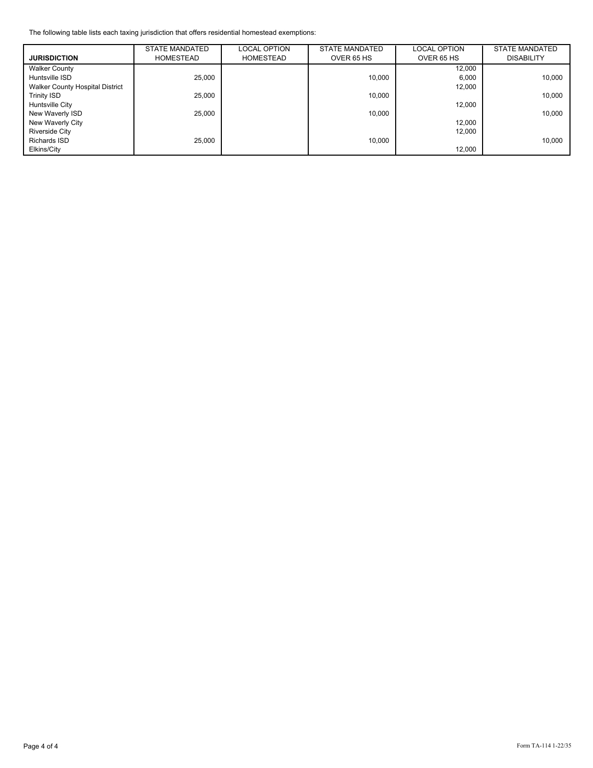The following table lists each taxing jurisdiction that offers residential homestead exemptions:

| JURISDICTION | STATE MANDATED HOMESTEAD | LOCAL OPTION HOMESTEAD | STATE MANDATED OVER 65 HS | LOCAL OPTION OVER 65 HS | STATE MANDATED DISABILITY |
|---|---|---|---|---|---|
| Walker County | | | | 12,000 | |
| Huntsville ISD | 25,000 | | 10,000 | 6,000 | 10,000 |
| Walker County Hospital District | | | | 12,000 | |
| Trinity ISD | 25,000 | | 10,000 | | 10,000 |
| Huntsville City | | | | 12,000 | |
| New Waverly ISD | 25,000 | | 10,000 | | 10,000 |
| New Waverly City | | | | 12,000 | |
| Riverside City | | | | 12,000 | |
| Richards ISD | 25,000 | | 10,000 | | 10,000 |
| Elkins/City | | | | 12,000 | |

Form TA-114 1-22/35